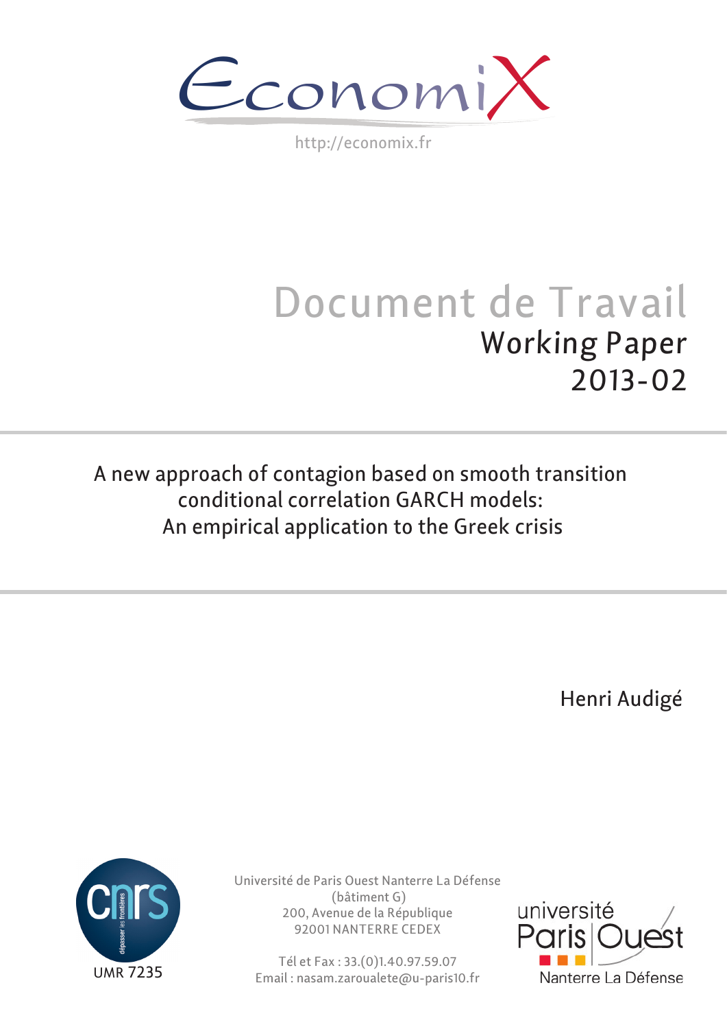EconomiX

http://economix.fr

# Document de Travail

## Working Paper 2013-02

## A new approach of contagion based on smooth transition conditional correlation GARCH models: An empirical application to the Greek crisis

Henri Audigé

UMR 7235

Université de Paris Ouest Nanterre La Défense
(bâtiment G)
200, Avenue de la République
92001 NANTERRE CEDEX

Tél et Fax : 33.(0)1.40.97.59.07
Email : nasam.zaroualete@u-paris10.fr

université Paris Ouest
Nanterre La Défense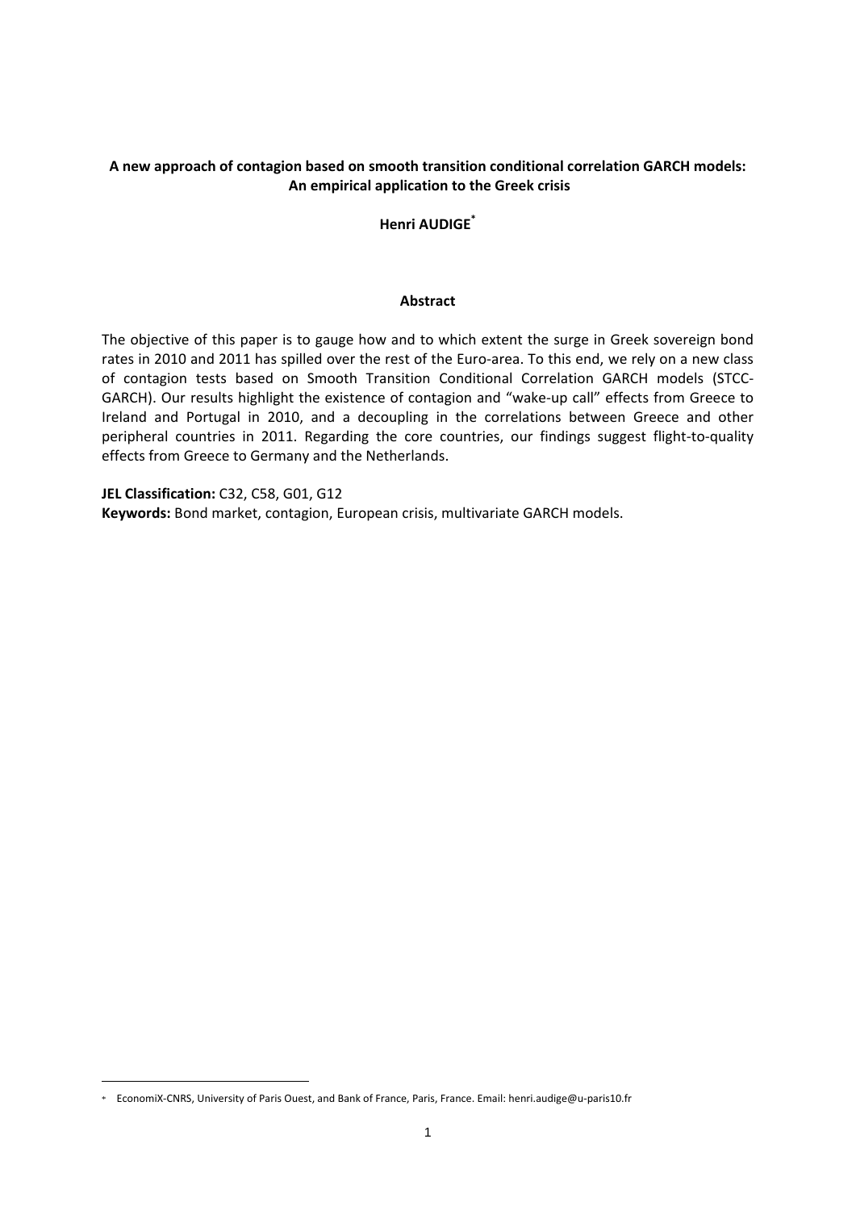**A new approach of contagion based on smooth transition conditional correlation GARCH models: An empirical application to the Greek crisis**

**Henri AUDIGE**[*]

**Abstract**

The objective of this paper is to gauge how and to which extent the surge in Greek sovereign bond rates in 2010 and 2011 has spilled over the rest of the Euro-area. To this end, we rely on a new class of contagion tests based on Smooth Transition Conditional Correlation GARCH models (STCC-GARCH). Our results highlight the existence of contagion and "wake-up call" effects from Greece to Ireland and Portugal in 2010, and a decoupling in the correlations between Greece and other peripheral countries in 2011. Regarding the core countries, our findings suggest flight-to-quality effects from Greece to Germany and the Netherlands.

**JEL Classification:** C32, C58, G01, G12

**Keywords:** Bond market, contagion, European crisis, multivariate GARCH models.

[*] EconomiX-CNRS, University of Paris Ouest, and Bank of France, Paris, France. Email: henri.audige@u-paris10.fr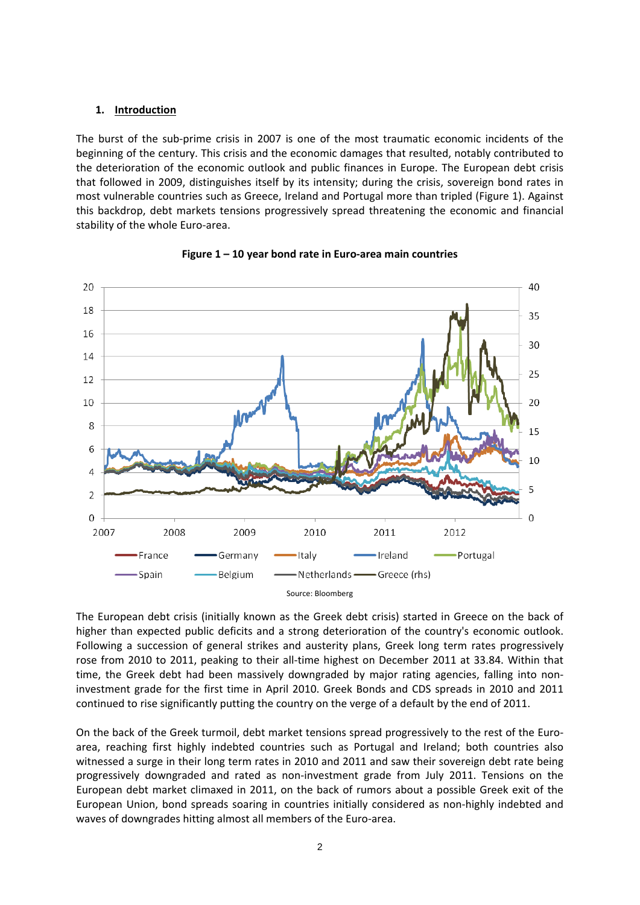## 1. Introduction

The burst of the sub-prime crisis in 2007 is one of the most traumatic economic incidents of the beginning of the century. This crisis and the economic damages that resulted, notably contributed to the deterioration of the economic outlook and public finances in Europe. The European debt crisis that followed in 2009, distinguishes itself by its intensity; during the crisis, sovereign bond rates in most vulnerable countries such as Greece, Ireland and Portugal more than tripled (Figure 1). Against this backdrop, debt markets tensions progressively spread threatening the economic and financial stability of the whole Euro-area.

**Figure 1 – 10 year bond rate in Euro-area main countries**

Source: Bloomberg

The European debt crisis (initially known as the Greek debt crisis) started in Greece on the back of higher than expected public deficits and a strong deterioration of the country's economic outlook. Following a succession of general strikes and austerity plans, Greek long term rates progressively rose from 2010 to 2011, peaking to their all-time highest on December 2011 at 33.84. Within that time, the Greek debt had been massively downgraded by major rating agencies, falling into non-investment grade for the first time in April 2010. Greek Bonds and CDS spreads in 2010 and 2011 continued to rise significantly putting the country on the verge of a default by the end of 2011.

On the back of the Greek turmoil, debt market tensions spread progressively to the rest of the Euro-area, reaching first highly indebted countries such as Portugal and Ireland; both countries also witnessed a surge in their long term rates in 2010 and 2011 and saw their sovereign debt rate being progressively downgraded and rated as non-investment grade from July 2011. Tensions on the European debt market climaxed in 2011, on the back of rumors about a possible Greek exit of the European Union, bond spreads soaring in countries initially considered as non-highly indebted and waves of downgrades hitting almost all members of the Euro-area.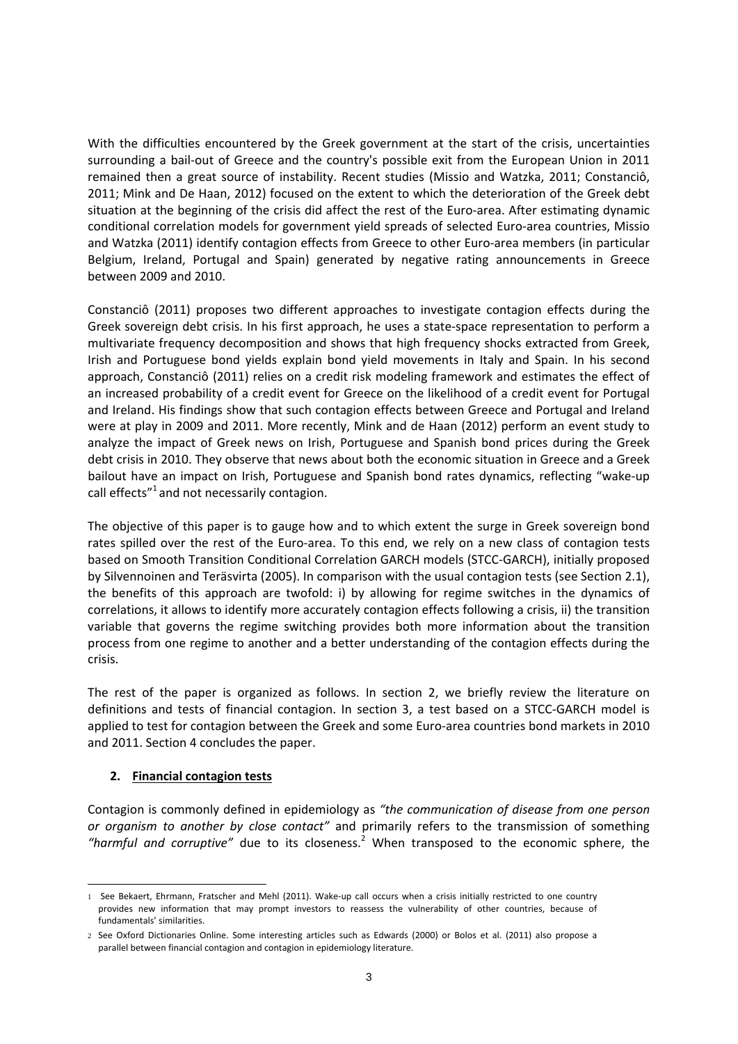With the difficulties encountered by the Greek government at the start of the crisis, uncertainties surrounding a bail-out of Greece and the country's possible exit from the European Union in 2011 remained then a great source of instability. Recent studies (Missio and Watzka, 2011; Constanciô, 2011; Mink and De Haan, 2012) focused on the extent to which the deterioration of the Greek debt situation at the beginning of the crisis did affect the rest of the Euro-area. After estimating dynamic conditional correlation models for government yield spreads of selected Euro-area countries, Missio and Watzka (2011) identify contagion effects from Greece to other Euro-area members (in particular Belgium, Ireland, Portugal and Spain) generated by negative rating announcements in Greece between 2009 and 2010.

Constanciô (2011) proposes two different approaches to investigate contagion effects during the Greek sovereign debt crisis. In his first approach, he uses a state-space representation to perform a multivariate frequency decomposition and shows that high frequency shocks extracted from Greek, Irish and Portuguese bond yields explain bond yield movements in Italy and Spain. In his second approach, Constanciô (2011) relies on a credit risk modeling framework and estimates the effect of an increased probability of a credit event for Greece on the likelihood of a credit event for Portugal and Ireland. His findings show that such contagion effects between Greece and Portugal and Ireland were at play in 2009 and 2011. More recently, Mink and de Haan (2012) perform an event study to analyze the impact of Greek news on Irish, Portuguese and Spanish bond prices during the Greek debt crisis in 2010. They observe that news about both the economic situation in Greece and a Greek bailout have an impact on Irish, Portuguese and Spanish bond rates dynamics, reflecting "wake-up call effects"[1] and not necessarily contagion.

The objective of this paper is to gauge how and to which extent the surge in Greek sovereign bond rates spilled over the rest of the Euro-area. To this end, we rely on a new class of contagion tests based on Smooth Transition Conditional Correlation GARCH models (STCC-GARCH), initially proposed by Silvennoinen and Teräsvirta (2005). In comparison with the usual contagion tests (see Section 2.1), the benefits of this approach are twofold: i) by allowing for regime switches in the dynamics of correlations, it allows to identify more accurately contagion effects following a crisis, ii) the transition variable that governs the regime switching provides both more information about the transition process from one regime to another and a better understanding of the contagion effects during the crisis.

The rest of the paper is organized as follows. In section 2, we briefly review the literature on definitions and tests of financial contagion. In section 3, a test based on a STCC-GARCH model is applied to test for contagion between the Greek and some Euro-area countries bond markets in 2010 and 2011. Section 4 concludes the paper.

## 2. Financial contagion tests

Contagion is commonly defined in epidemiology as *"the communication of disease from one person or organism to another by close contact"* and primarily refers to the transmission of something *"harmful and corruptive"* due to its closeness.[2] When transposed to the economic sphere, the

---

[1] See Bekaert, Ehrmann, Fratscher and Mehl (2011). Wake-up call occurs when a crisis initially restricted to one country provides new information that may prompt investors to reassess the vulnerability of other countries, because of fundamentals' similarities.

[2] See Oxford Dictionaries Online. Some interesting articles such as Edwards (2000) or Bolos et al. (2011) also propose a parallel between financial contagion and contagion in epidemiology literature.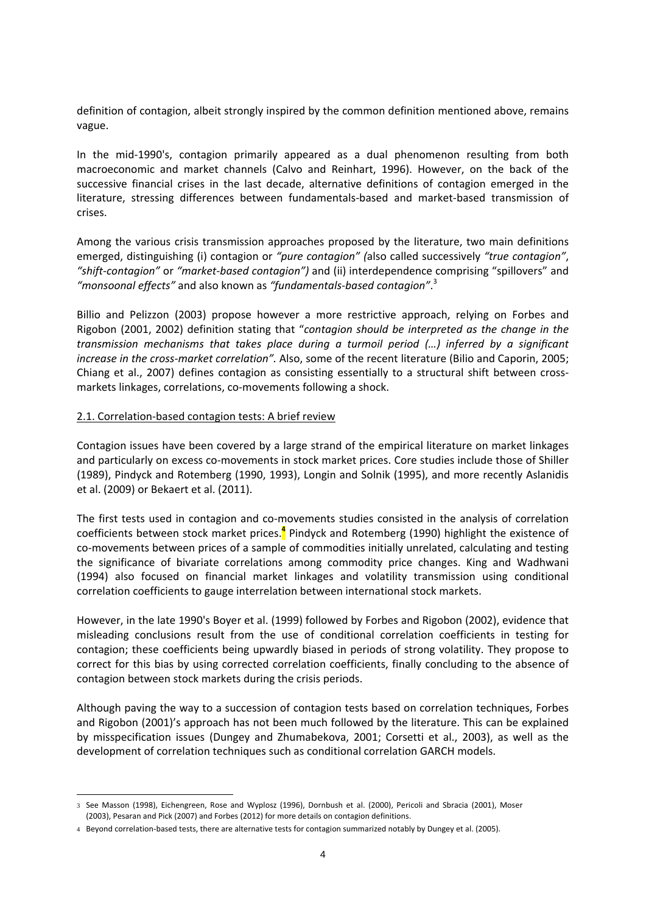definition of contagion, albeit strongly inspired by the common definition mentioned above, remains vague.

In the mid-1990's, contagion primarily appeared as a dual phenomenon resulting from both macroeconomic and market channels (Calvo and Reinhart, 1996). However, on the back of the successive financial crises in the last decade, alternative definitions of contagion emerged in the literature, stressing differences between fundamentals-based and market-based transmission of crises.

Among the various crisis transmission approaches proposed by the literature, two main definitions emerged, distinguishing (i) contagion or *"pure contagion" (*also called successively *"true contagion"*, *"shift-contagion"* or *"market-based contagion")* and (ii) interdependence comprising "spillovers" and *"monsoonal effects"* and also known as *"fundamentals-based contagion"*.[3]

Billio and Pelizzon (2003) propose however a more restrictive approach, relying on Forbes and Rigobon (2001, 2002) definition stating that "*contagion should be interpreted as the change in the transmission mechanisms that takes place during a turmoil period (…) inferred by a significant increase in the cross-market correlation"*. Also, some of the recent literature (Bilio and Caporin, 2005; Chiang et al., 2007) defines contagion as consisting essentially to a structural shift between cross-markets linkages, correlations, co-movements following a shock.

## 2.1. Correlation-based contagion tests: A brief review

Contagion issues have been covered by a large strand of the empirical literature on market linkages and particularly on excess co-movements in stock market prices. Core studies include those of Shiller (1989), Pindyck and Rotemberg (1990, 1993), Longin and Solnik (1995), and more recently Aslanidis et al. (2009) or Bekaert et al. (2011).

The first tests used in contagion and co-movements studies consisted in the analysis of correlation coefficients between stock market prices.[4] Pindyck and Rotemberg (1990) highlight the existence of co-movements between prices of a sample of commodities initially unrelated, calculating and testing the significance of bivariate correlations among commodity price changes. King and Wadhwani (1994) also focused on financial market linkages and volatility transmission using conditional correlation coefficients to gauge interrelation between international stock markets.

However, in the late 1990's Boyer et al. (1999) followed by Forbes and Rigobon (2002), evidence that misleading conclusions result from the use of conditional correlation coefficients in testing for contagion; these coefficients being upwardly biased in periods of strong volatility. They propose to correct for this bias by using corrected correlation coefficients, finally concluding to the absence of contagion between stock markets during the crisis periods.

Although paving the way to a succession of contagion tests based on correlation techniques, Forbes and Rigobon (2001)'s approach has not been much followed by the literature. This can be explained by misspecification issues (Dungey and Zhumabekova, 2001; Corsetti et al., 2003), as well as the development of correlation techniques such as conditional correlation GARCH models.

---

3 See Masson (1998), Eichengreen, Rose and Wyplosz (1996), Dornbush et al. (2000), Pericoli and Sbracia (2001), Moser (2003), Pesaran and Pick (2007) and Forbes (2012) for more details on contagion definitions.

4 Beyond correlation-based tests, there are alternative tests for contagion summarized notably by Dungey et al. (2005).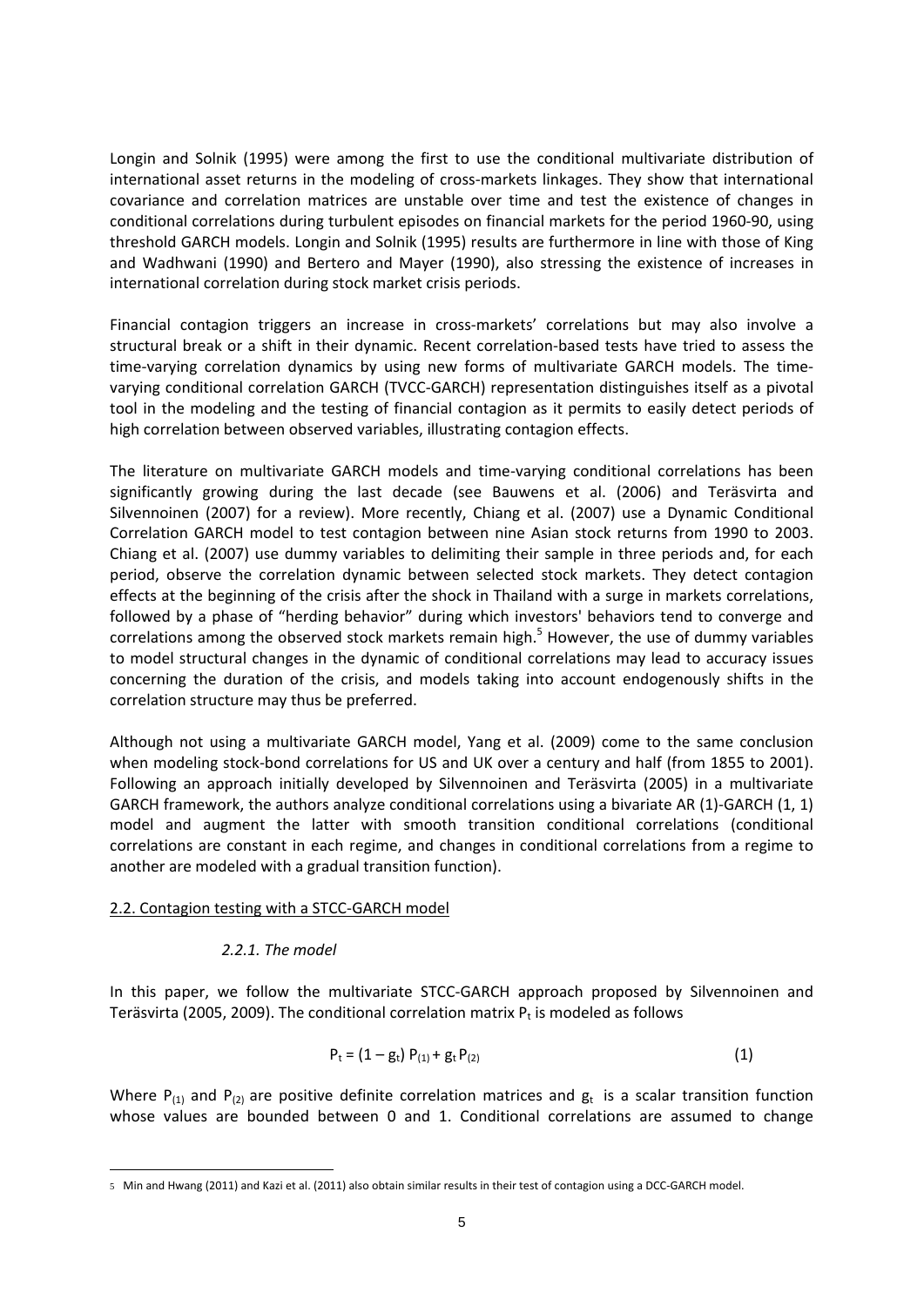Longin and Solnik (1995) were among the first to use the conditional multivariate distribution of international asset returns in the modeling of cross-markets linkages. They show that international covariance and correlation matrices are unstable over time and test the existence of changes in conditional correlations during turbulent episodes on financial markets for the period 1960-90, using threshold GARCH models. Longin and Solnik (1995) results are furthermore in line with those of King and Wadhwani (1990) and Bertero and Mayer (1990), also stressing the existence of increases in international correlation during stock market crisis periods.

Financial contagion triggers an increase in cross-markets' correlations but may also involve a structural break or a shift in their dynamic. Recent correlation-based tests have tried to assess the time-varying correlation dynamics by using new forms of multivariate GARCH models. The time-varying conditional correlation GARCH (TVCC-GARCH) representation distinguishes itself as a pivotal tool in the modeling and the testing of financial contagion as it permits to easily detect periods of high correlation between observed variables, illustrating contagion effects.

The literature on multivariate GARCH models and time-varying conditional correlations has been significantly growing during the last decade (see Bauwens et al. (2006) and Teräsvirta and Silvennoinen (2007) for a review). More recently, Chiang et al. (2007) use a Dynamic Conditional Correlation GARCH model to test contagion between nine Asian stock returns from 1990 to 2003. Chiang et al. (2007) use dummy variables to delimiting their sample in three periods and, for each period, observe the correlation dynamic between selected stock markets. They detect contagion effects at the beginning of the crisis after the shock in Thailand with a surge in markets correlations, followed by a phase of "herding behavior" during which investors' behaviors tend to converge and correlations among the observed stock markets remain high.[5] However, the use of dummy variables to model structural changes in the dynamic of conditional correlations may lead to accuracy issues concerning the duration of the crisis, and models taking into account endogenously shifts in the correlation structure may thus be preferred.

Although not using a multivariate GARCH model, Yang et al. (2009) come to the same conclusion when modeling stock-bond correlations for US and UK over a century and half (from 1855 to 2001). Following an approach initially developed by Silvennoinen and Teräsvirta (2005) in a multivariate GARCH framework, the authors analyze conditional correlations using a bivariate AR (1)-GARCH (1, 1) model and augment the latter with smooth transition conditional correlations (conditional correlations are constant in each regime, and changes in conditional correlations from a regime to another are modeled with a gradual transition function).

## 2.2. Contagion testing with a STCC-GARCH model

### *2.2.1. The model*

In this paper, we follow the multivariate STCC-GARCH approach proposed by Silvennoinen and Teräsvirta (2005, 2009). The conditional correlation matrix $P_t$ is modeled as follows

$$P_t = (1 - g_t)\, P_{(1)} + g_t\, P_{(2)} \qquad (1)$$

Where $P_{(1)}$ and $P_{(2)}$ are positive definite correlation matrices and $g_t$ is a scalar transition function whose values are bounded between 0 and 1. Conditional correlations are assumed to change

[5] Min and Hwang (2011) and Kazi et al. (2011) also obtain similar results in their test of contagion using a DCC-GARCH model.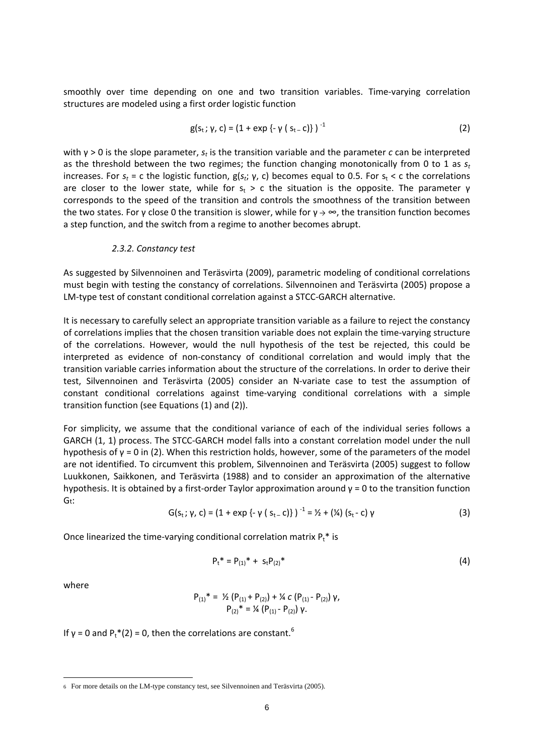smoothly over time depending on one and two transition variables. Time-varying correlation structures are modeled using a first order logistic function

$$g(s_t\,;\,\gamma,\,c) = (1 + \exp\{-\,\gamma\,(\,s_{t\,-}\,c)\}\,)^{-1} \tag{2}$$

with $\gamma > 0$ is the slope parameter, $s_t$ is the transition variable and the parameter $c$ can be interpreted as the threshold between the two regimes; the function changing monotonically from 0 to 1 as $s_t$ increases. For $s_t$ = c the logistic function, $g(s_t;\,\gamma,\,c)$ becomes equal to 0.5. For $s_t < c$ the correlations are closer to the lower state, while for $s_t > c$ the situation is the opposite. The parameter γ corresponds to the speed of the transition and controls the smoothness of the transition between the two states. For γ close 0 the transition is slower, while for $\gamma \to \infty$, the transition function becomes a step function, and the switch from a regime to another becomes abrupt.

*2.3.2. Constancy test*

As suggested by Silvennoinen and Teräsvirta (2009), parametric modeling of conditional correlations must begin with testing the constancy of correlations. Silvennoinen and Teräsvirta (2005) propose a LM-type test of constant conditional correlation against a STCC-GARCH alternative.

It is necessary to carefully select an appropriate transition variable as a failure to reject the constancy of correlations implies that the chosen transition variable does not explain the time-varying structure of the correlations. However, would the null hypothesis of the test be rejected, this could be interpreted as evidence of non-constancy of conditional correlation and would imply that the transition variable carries information about the structure of the correlations. In order to derive their test, Silvennoinen and Teräsvirta (2005) consider an N-variate case to test the assumption of constant conditional correlations against time-varying conditional correlations with a simple transition function (see Equations (1) and (2)).

For simplicity, we assume that the conditional variance of each of the individual series follows a GARCH (1, 1) process. The STCC-GARCH model falls into a constant correlation model under the null hypothesis of $\gamma = 0$ in (2). When this restriction holds, however, some of the parameters of the model are not identified. To circumvent this problem, Silvennoinen and Teräsvirta (2005) suggest to follow Luukkonen, Saikkonen, and Teräsvirta (1988) and to consider an approximation of the alternative hypothesis. It is obtained by a first-order Taylor approximation around $\gamma = 0$ to the transition function $G_t$:

$$G(s_t\,;\,\gamma,\,c) = (1 + \exp\{-\,\gamma\,(\,s_{t\,-}\,c)\}\,)^{-1} = \tfrac{1}{2} + (\tfrac{1}{4})\,(s_t - c)\,\gamma \tag{3}$$

Once linearized the time-varying conditional correlation matrix $P_t^*$ is

$$P_t^* = P_{(1)}^* + s_t P_{(2)}^* \tag{4}$$

where

$$P_{(1)}^* = \tfrac{1}{2}\,(P_{(1)} + P_{(2)}) + \tfrac{1}{4}\,c\,(P_{(1)} - P_{(2)})\,\gamma,$$
$$P_{(2)}^* = \tfrac{1}{4}\,(P_{(1)} - P_{(2)})\,\gamma.$$

If $\gamma = 0$ and $P_t^*(2) = 0$, then the correlations are constant.[6]

[6] For more details on the LM-type constancy test, see Silvennoinen and Teräsvirta (2005).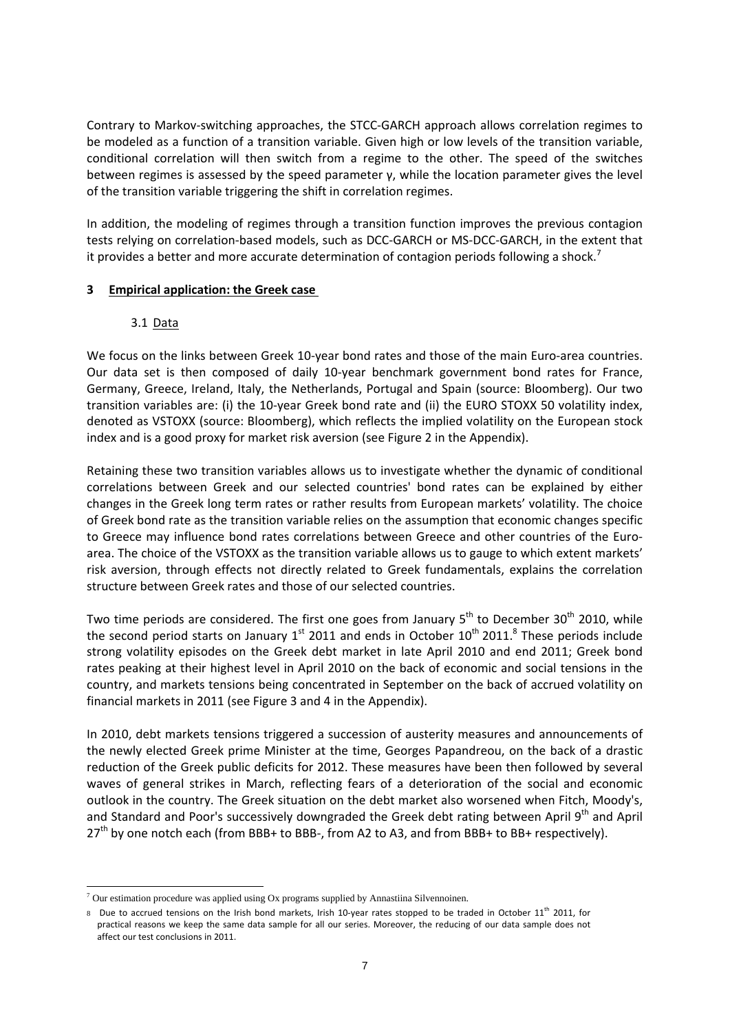Contrary to Markov-switching approaches, the STCC-GARCH approach allows correlation regimes to be modeled as a function of a transition variable. Given high or low levels of the transition variable, conditional correlation will then switch from a regime to the other. The speed of the switches between regimes is assessed by the speed parameter $\gamma$, while the location parameter gives the level of the transition variable triggering the shift in correlation regimes.

In addition, the modeling of regimes through a transition function improves the previous contagion tests relying on correlation-based models, such as DCC-GARCH or MS-DCC-GARCH, in the extent that it provides a better and more accurate determination of contagion periods following a shock.[7]

## 3 Empirical application: the Greek case

### 3.1 Data

We focus on the links between Greek 10-year bond rates and those of the main Euro-area countries. Our data set is then composed of daily 10-year benchmark government bond rates for France, Germany, Greece, Ireland, Italy, the Netherlands, Portugal and Spain (source: Bloomberg). Our two transition variables are: (i) the 10-year Greek bond rate and (ii) the EURO STOXX 50 volatility index, denoted as VSTOXX (source: Bloomberg), which reflects the implied volatility on the European stock index and is a good proxy for market risk aversion (see Figure 2 in the Appendix).

Retaining these two transition variables allows us to investigate whether the dynamic of conditional correlations between Greek and our selected countries' bond rates can be explained by either changes in the Greek long term rates or rather results from European markets' volatility. The choice of Greek bond rate as the transition variable relies on the assumption that economic changes specific to Greece may influence bond rates correlations between Greece and other countries of the Euro-area. The choice of the VSTOXX as the transition variable allows us to gauge to which extent markets' risk aversion, through effects not directly related to Greek fundamentals, explains the correlation structure between Greek rates and those of our selected countries.

Two time periods are considered. The first one goes from January 5th to December 30th 2010, while the second period starts on January 1st 2011 and ends in October 10th 2011.[8] These periods include strong volatility episodes on the Greek debt market in late April 2010 and end 2011; Greek bond rates peaking at their highest level in April 2010 on the back of economic and social tensions in the country, and markets tensions being concentrated in September on the back of accrued volatility on financial markets in 2011 (see Figure 3 and 4 in the Appendix).

In 2010, debt markets tensions triggered a succession of austerity measures and announcements of the newly elected Greek prime Minister at the time, Georges Papandreou, on the back of a drastic reduction of the Greek public deficits for 2012. These measures have been then followed by several waves of general strikes in March, reflecting fears of a deterioration of the social and economic outlook in the country. The Greek situation on the debt market also worsened when Fitch, Moody's, and Standard and Poor's successively downgraded the Greek debt rating between April 9th and April 27th by one notch each (from BBB+ to BBB-, from A2 to A3, and from BBB+ to BB+ respectively).

---

[7] Our estimation procedure was applied using Ox programs supplied by Annastiina Silvennoinen.

[8] Due to accrued tensions on the Irish bond markets, Irish 10-year rates stopped to be traded in October 11th 2011, for practical reasons we keep the same data sample for all our series. Moreover, the reducing of our data sample does not affect our test conclusions in 2011.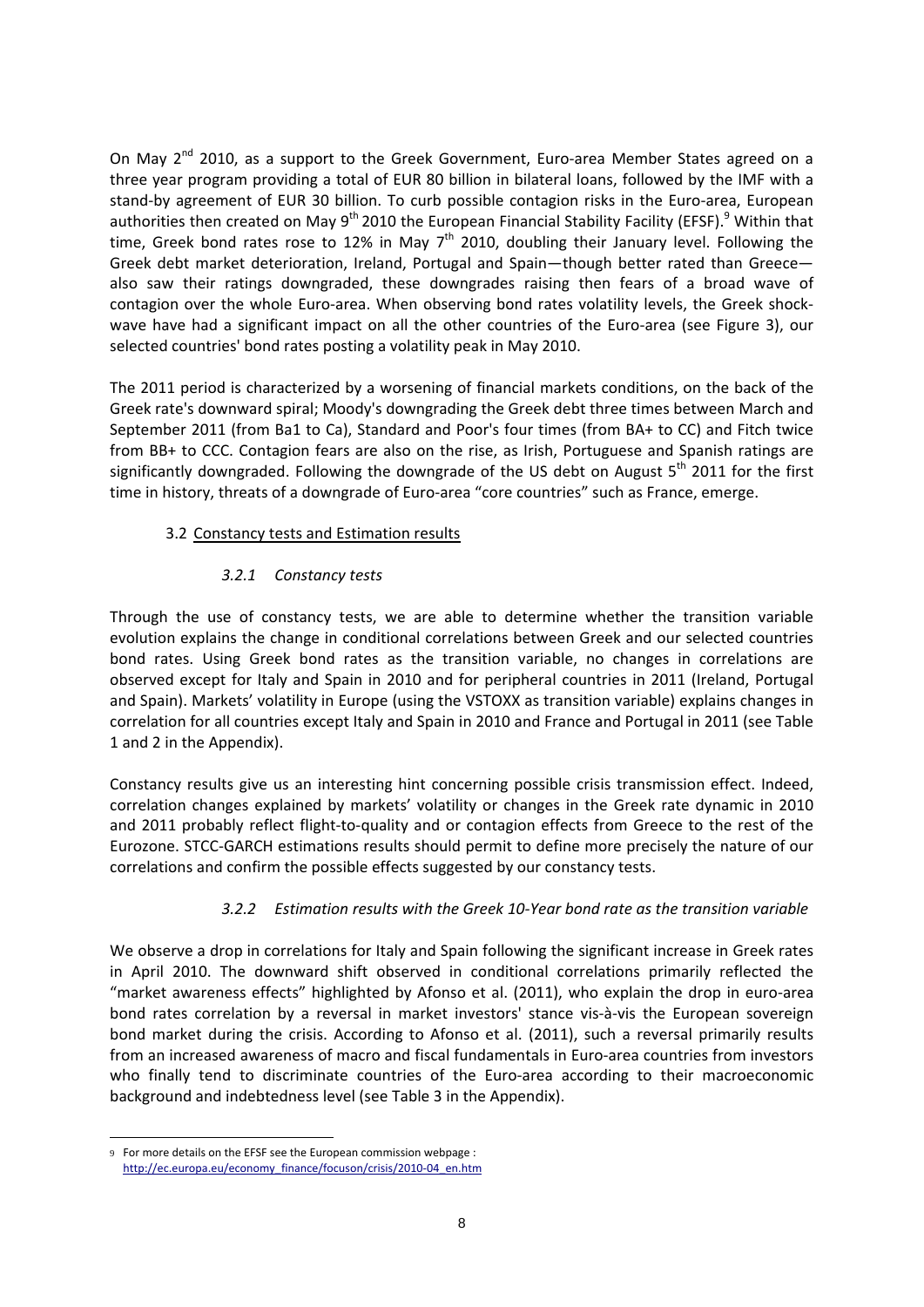On May 2nd 2010, as a support to the Greek Government, Euro-area Member States agreed on a three year program providing a total of EUR 80 billion in bilateral loans, followed by the IMF with a stand-by agreement of EUR 30 billion. To curb possible contagion risks in the Euro-area, European authorities then created on May 9th 2010 the European Financial Stability Facility (EFSF).[9] Within that time, Greek bond rates rose to 12% in May 7th 2010, doubling their January level. Following the Greek debt market deterioration, Ireland, Portugal and Spain—though better rated than Greece—also saw their ratings downgraded, these downgrades raising then fears of a broad wave of contagion over the whole Euro-area. When observing bond rates volatility levels, the Greek shock-wave have had a significant impact on all the other countries of the Euro-area (see Figure 3), our selected countries' bond rates posting a volatility peak in May 2010.

The 2011 period is characterized by a worsening of financial markets conditions, on the back of the Greek rate's downward spiral; Moody's downgrading the Greek debt three times between March and September 2011 (from Ba1 to Ca), Standard and Poor's four times (from BA+ to CC) and Fitch twice from BB+ to CCC. Contagion fears are also on the rise, as Irish, Portuguese and Spanish ratings are significantly downgraded. Following the downgrade of the US debt on August 5th 2011 for the first time in history, threats of a downgrade of Euro-area "core countries" such as France, emerge.

### 3.2 Constancy tests and Estimation results

#### *3.2.1 Constancy tests*

Through the use of constancy tests, we are able to determine whether the transition variable evolution explains the change in conditional correlations between Greek and our selected countries bond rates. Using Greek bond rates as the transition variable, no changes in correlations are observed except for Italy and Spain in 2010 and for peripheral countries in 2011 (Ireland, Portugal and Spain). Markets' volatility in Europe (using the VSTOXX as transition variable) explains changes in correlation for all countries except Italy and Spain in 2010 and France and Portugal in 2011 (see Table 1 and 2 in the Appendix).

Constancy results give us an interesting hint concerning possible crisis transmission effect. Indeed, correlation changes explained by markets' volatility or changes in the Greek rate dynamic in 2010 and 2011 probably reflect flight-to-quality and or contagion effects from Greece to the rest of the Eurozone. STCC-GARCH estimations results should permit to define more precisely the nature of our correlations and confirm the possible effects suggested by our constancy tests.

#### *3.2.2 Estimation results with the Greek 10-Year bond rate as the transition variable*

We observe a drop in correlations for Italy and Spain following the significant increase in Greek rates in April 2010. The downward shift observed in conditional correlations primarily reflected the "market awareness effects" highlighted by Afonso et al. (2011), who explain the drop in euro-area bond rates correlation by a reversal in market investors' stance vis-à-vis the European sovereign bond market during the crisis. According to Afonso et al. (2011), such a reversal primarily results from an increased awareness of macro and fiscal fundamentals in Euro-area countries from investors who finally tend to discriminate countries of the Euro-area according to their macroeconomic background and indebtedness level (see Table 3 in the Appendix).

---

[9] For more details on the EFSF see the European commission webpage : http://ec.europa.eu/economy_finance/focuson/crisis/2010-04_en.htm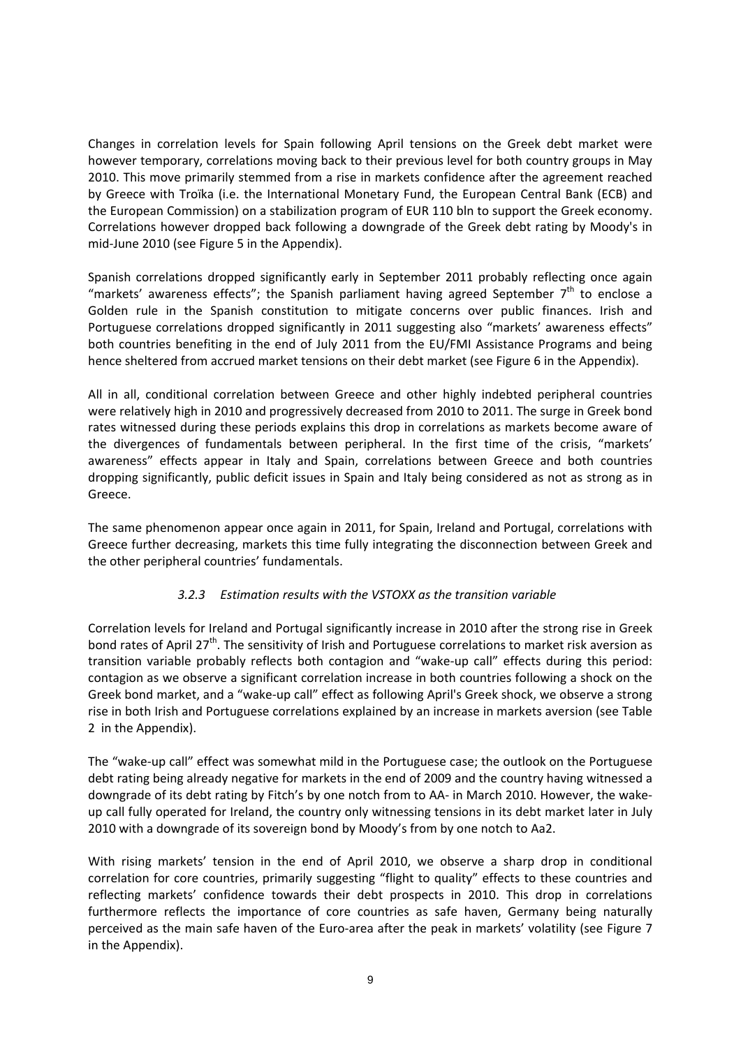Changes in correlation levels for Spain following April tensions on the Greek debt market were however temporary, correlations moving back to their previous level for both country groups in May 2010. This move primarily stemmed from a rise in markets confidence after the agreement reached by Greece with Troïka (i.e. the International Monetary Fund, the European Central Bank (ECB) and the European Commission) on a stabilization program of EUR 110 bln to support the Greek economy. Correlations however dropped back following a downgrade of the Greek debt rating by Moody's in mid-June 2010 (see Figure 5 in the Appendix).

Spanish correlations dropped significantly early in September 2011 probably reflecting once again "markets' awareness effects"; the Spanish parliament having agreed September 7th to enclose a Golden rule in the Spanish constitution to mitigate concerns over public finances. Irish and Portuguese correlations dropped significantly in 2011 suggesting also "markets' awareness effects" both countries benefiting in the end of July 2011 from the EU/FMI Assistance Programs and being hence sheltered from accrued market tensions on their debt market (see Figure 6 in the Appendix).

All in all, conditional correlation between Greece and other highly indebted peripheral countries were relatively high in 2010 and progressively decreased from 2010 to 2011. The surge in Greek bond rates witnessed during these periods explains this drop in correlations as markets become aware of the divergences of fundamentals between peripheral. In the first time of the crisis, "markets' awareness" effects appear in Italy and Spain, correlations between Greece and both countries dropping significantly, public deficit issues in Spain and Italy being considered as not as strong as in Greece.

The same phenomenon appear once again in 2011, for Spain, Ireland and Portugal, correlations with Greece further decreasing, markets this time fully integrating the disconnection between Greek and the other peripheral countries' fundamentals.

### *3.2.3 Estimation results with the VSTOXX as the transition variable*

Correlation levels for Ireland and Portugal significantly increase in 2010 after the strong rise in Greek bond rates of April 27th. The sensitivity of Irish and Portuguese correlations to market risk aversion as transition variable probably reflects both contagion and "wake-up call" effects during this period: contagion as we observe a significant correlation increase in both countries following a shock on the Greek bond market, and a "wake-up call" effect as following April's Greek shock, we observe a strong rise in both Irish and Portuguese correlations explained by an increase in markets aversion (see Table 2 in the Appendix).

The "wake-up call" effect was somewhat mild in the Portuguese case; the outlook on the Portuguese debt rating being already negative for markets in the end of 2009 and the country having witnessed a downgrade of its debt rating by Fitch's by one notch from to AA- in March 2010. However, the wake-up call fully operated for Ireland, the country only witnessing tensions in its debt market later in July 2010 with a downgrade of its sovereign bond by Moody's from by one notch to Aa2.

With rising markets' tension in the end of April 2010, we observe a sharp drop in conditional correlation for core countries, primarily suggesting "flight to quality" effects to these countries and reflecting markets' confidence towards their debt prospects in 2010. This drop in correlations furthermore reflects the importance of core countries as safe haven, Germany being naturally perceived as the main safe haven of the Euro-area after the peak in markets' volatility (see Figure 7 in the Appendix).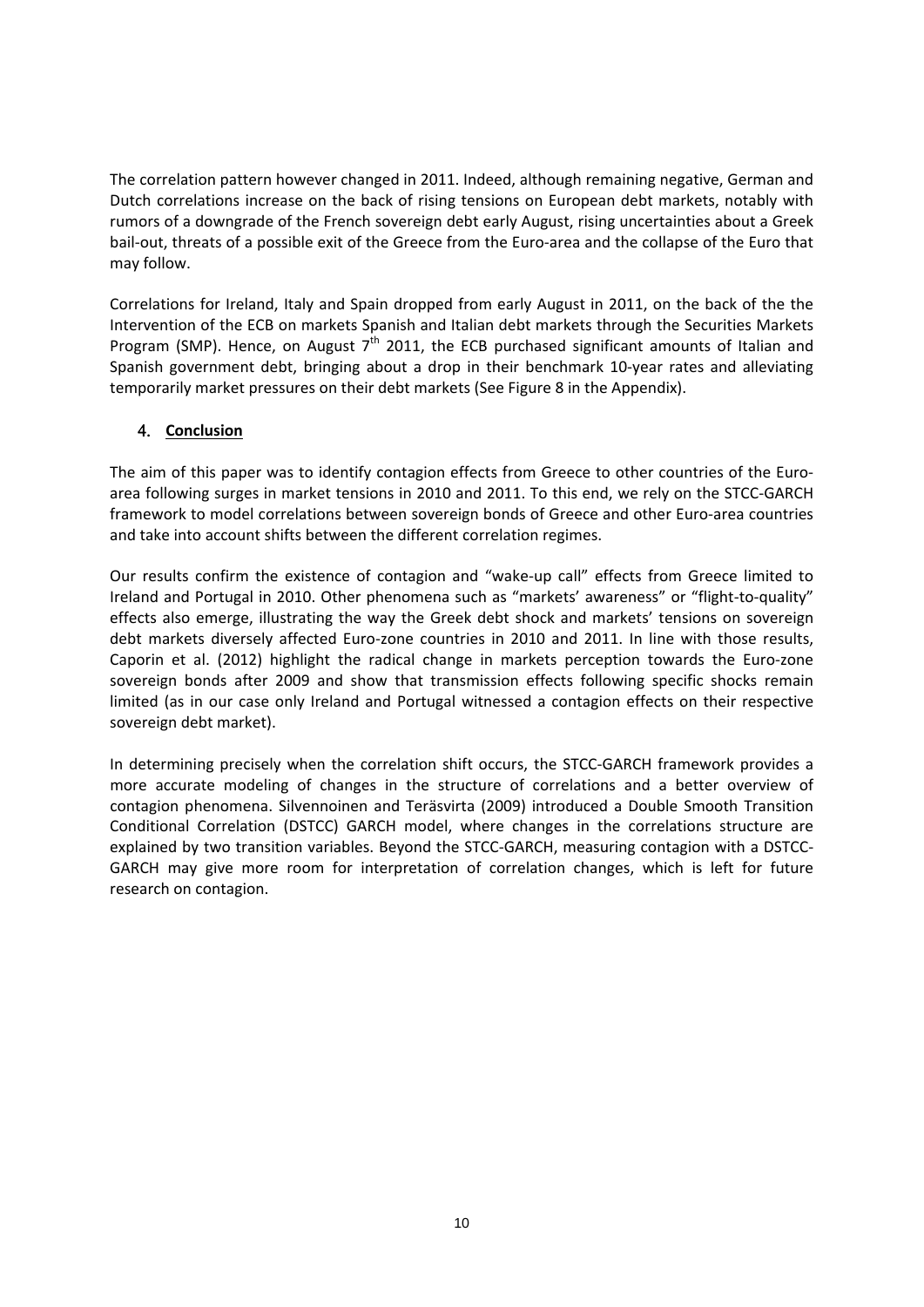The correlation pattern however changed in 2011. Indeed, although remaining negative, German and Dutch correlations increase on the back of rising tensions on European debt markets, notably with rumors of a downgrade of the French sovereign debt early August, rising uncertainties about a Greek bail-out, threats of a possible exit of the Greece from the Euro-area and the collapse of the Euro that may follow.

Correlations for Ireland, Italy and Spain dropped from early August in 2011, on the back of the the Intervention of the ECB on markets Spanish and Italian debt markets through the Securities Markets Program (SMP). Hence, on August 7$^{th}$ 2011, the ECB purchased significant amounts of Italian and Spanish government debt, bringing about a drop in their benchmark 10-year rates and alleviating temporarily market pressures on their debt markets (See Figure 8 in the Appendix).

## 4. Conclusion

The aim of this paper was to identify contagion effects from Greece to other countries of the Euro-area following surges in market tensions in 2010 and 2011. To this end, we rely on the STCC-GARCH framework to model correlations between sovereign bonds of Greece and other Euro-area countries and take into account shifts between the different correlation regimes.

Our results confirm the existence of contagion and "wake-up call" effects from Greece limited to Ireland and Portugal in 2010. Other phenomena such as "markets' awareness" or "flight-to-quality" effects also emerge, illustrating the way the Greek debt shock and markets' tensions on sovereign debt markets diversely affected Euro-zone countries in 2010 and 2011. In line with those results, Caporin et al. (2012) highlight the radical change in markets perception towards the Euro-zone sovereign bonds after 2009 and show that transmission effects following specific shocks remain limited (as in our case only Ireland and Portugal witnessed a contagion effects on their respective sovereign debt market).

In determining precisely when the correlation shift occurs, the STCC-GARCH framework provides a more accurate modeling of changes in the structure of correlations and a better overview of contagion phenomena. Silvennoinen and Teräsvirta (2009) introduced a Double Smooth Transition Conditional Correlation (DSTCC) GARCH model, where changes in the correlations structure are explained by two transition variables. Beyond the STCC-GARCH, measuring contagion with a DSTCC-GARCH may give more room for interpretation of correlation changes, which is left for future research on contagion.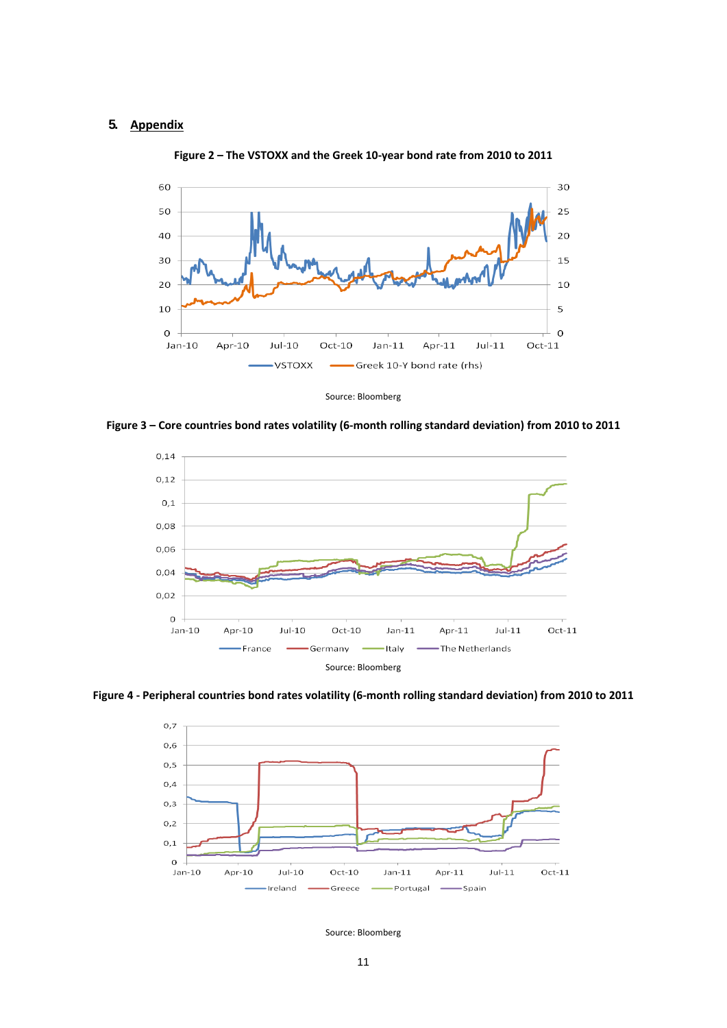## 5. Appendix

**Figure 2 – The VSTOXX and the Greek 10-year bond rate from 2010 to 2011**

Source: Bloomberg

**Figure 3 – Core countries bond rates volatility (6-month rolling standard deviation) from 2010 to 2011**

Source: Bloomberg

**Figure 4 - Peripheral countries bond rates volatility (6-month rolling standard deviation) from 2010 to 2011**

Source: Bloomberg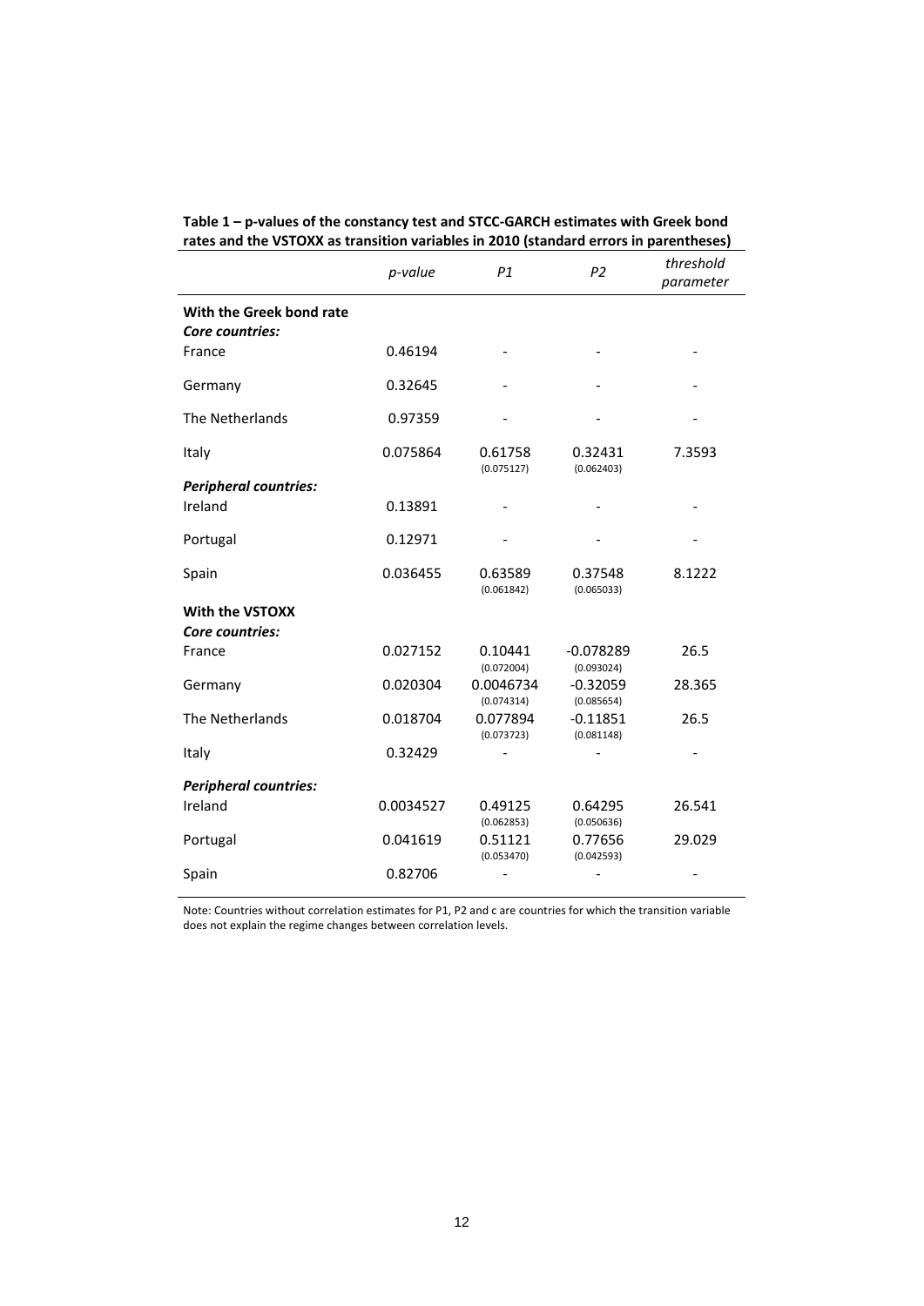**Table 1 – p-values of the constancy test and STCC-GARCH estimates with Greek bond rates and the VSTOXX as transition variables in 2010 (standard errors in parentheses)**

| | *p-value* | *P1* | *P2* | *threshold parameter* |
|---|---|---|---|---|
| **With the Greek bond rate** | | | | |
| ***Core countries:*** | | | | |
| France | 0.46194 | - | - | - |
| Germany | 0.32645 | - | - | - |
| The Netherlands | 0.97359 | - | - | - |
| Italy | 0.075864 | 0.61758 (0.075127) | 0.32431 (0.062403) | 7.3593 |
| ***Peripheral countries:*** | | | | |
| Ireland | 0.13891 | - | - | - |
| Portugal | 0.12971 | - | - | - |
| Spain | 0.036455 | 0.63589 (0.061842) | 0.37548 (0.065033) | 8.1222 |
| **With the VSTOXX** | | | | |
| ***Core countries:*** | | | | |
| France | 0.027152 | 0.10441 (0.072004) | -0.078289 (0.093024) | 26.5 |
| Germany | 0.020304 | 0.0046734 (0.074314) | -0.32059 (0.085654) | 28.365 |
| The Netherlands | 0.018704 | 0.077894 (0.073723) | -0.11851 (0.081148) | 26.5 |
| Italy | 0.32429 | - | - | - |
| ***Peripheral countries:*** | | | | |
| Ireland | 0.0034527 | 0.49125 (0.062853) | 0.64295 (0.050636) | 26.541 |
| Portugal | 0.041619 | 0.51121 (0.053470) | 0.77656 (0.042593) | 29.029 |
| Spain | 0.82706 | - | - | - |

Note: Countries without correlation estimates for P1, P2 and c are countries for which the transition variable does not explain the regime changes between correlation levels.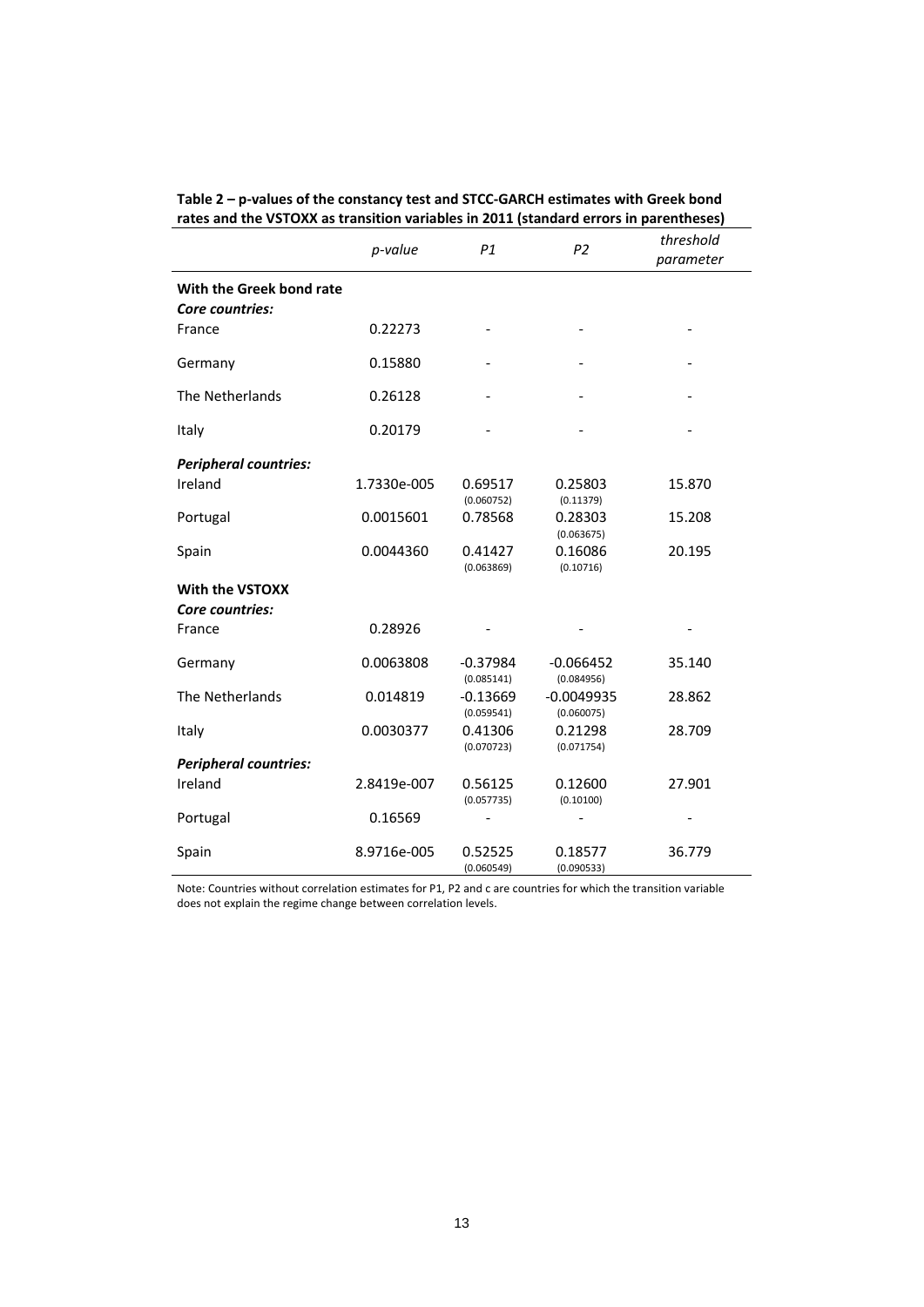**Table 2 – p-values of the constancy test and STCC-GARCH estimates with Greek bond rates and the VSTOXX as transition variables in 2011 (standard errors in parentheses)**

| | *p-value* | *P1* | *P2* | *threshold parameter* |
|---|---|---|---|---|
| **With the Greek bond rate** | | | | |
| ***Core countries:*** | | | | |
| France | 0.22273 | - | - | - |
| Germany | 0.15880 | - | - | - |
| The Netherlands | 0.26128 | - | - | - |
| Italy | 0.20179 | - | - | - |
| ***Peripheral countries:*** | | | | |
| Ireland | 1.7330e-005 | 0.69517 (0.060752) | 0.25803 (0.11379) | 15.870 |
| Portugal | 0.0015601 | 0.78568 | 0.28303 (0.063675) | 15.208 |
| Spain | 0.0044360 | 0.41427 (0.063869) | 0.16086 (0.10716) | 20.195 |
| **With the VSTOXX** | | | | |
| ***Core countries:*** | | | | |
| France | 0.28926 | - | - | - |
| Germany | 0.0063808 | -0.37984 (0.085141) | -0.066452 (0.084956) | 35.140 |
| The Netherlands | 0.014819 | -0.13669 (0.059541) | -0.0049935 (0.060075) | 28.862 |
| Italy | 0.0030377 | 0.41306 (0.070723) | 0.21298 (0.071754) | 28.709 |
| ***Peripheral countries:*** | | | | |
| Ireland | 2.8419e-007 | 0.56125 (0.057735) | 0.12600 (0.10100) | 27.901 |
| Portugal | 0.16569 | - | - | - |
| Spain | 8.9716e-005 | 0.52525 (0.060549) | 0.18577 (0.090533) | 36.779 |

Note: Countries without correlation estimates for P1, P2 and c are countries for which the transition variable does not explain the regime change between correlation levels.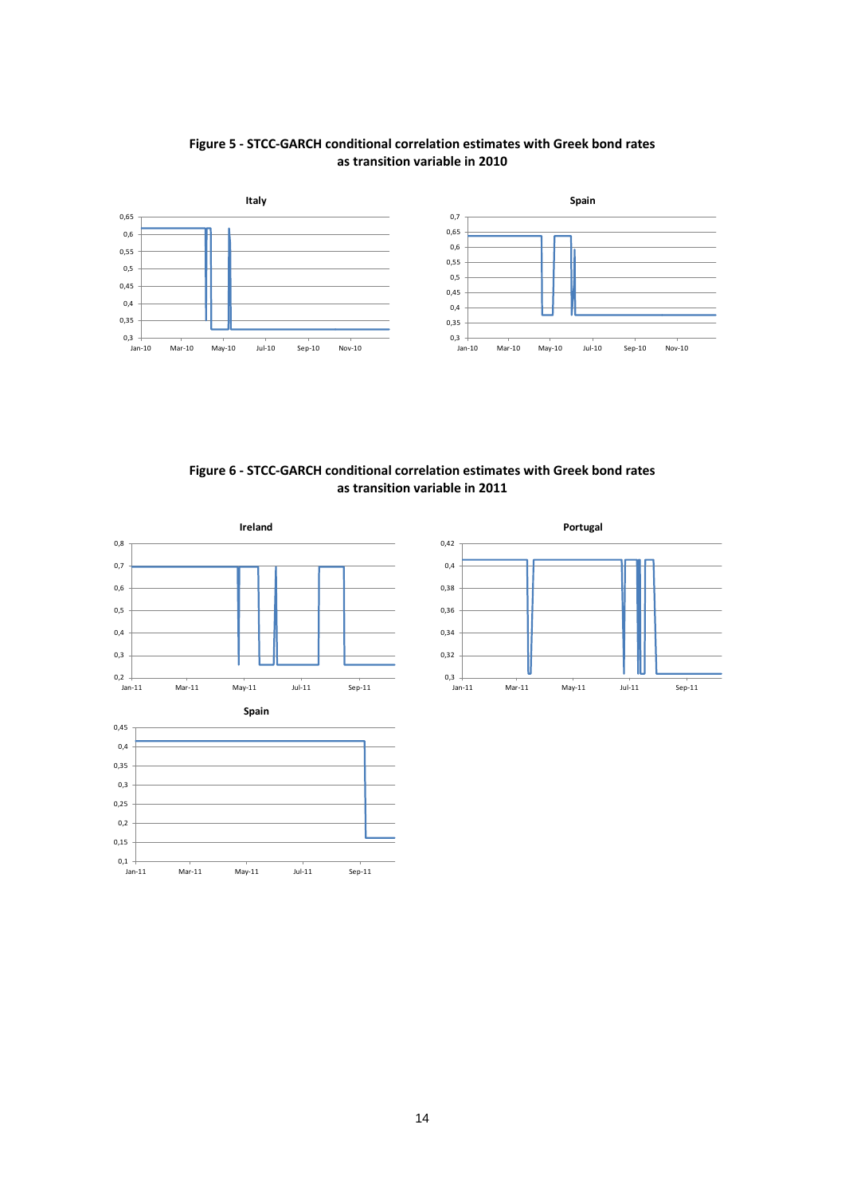**Figure 5 - STCC-GARCH conditional correlation estimates with Greek bond rates as transition variable in 2010**

**Figure 6 - STCC-GARCH conditional correlation estimates with Greek bond rates as transition variable in 2011**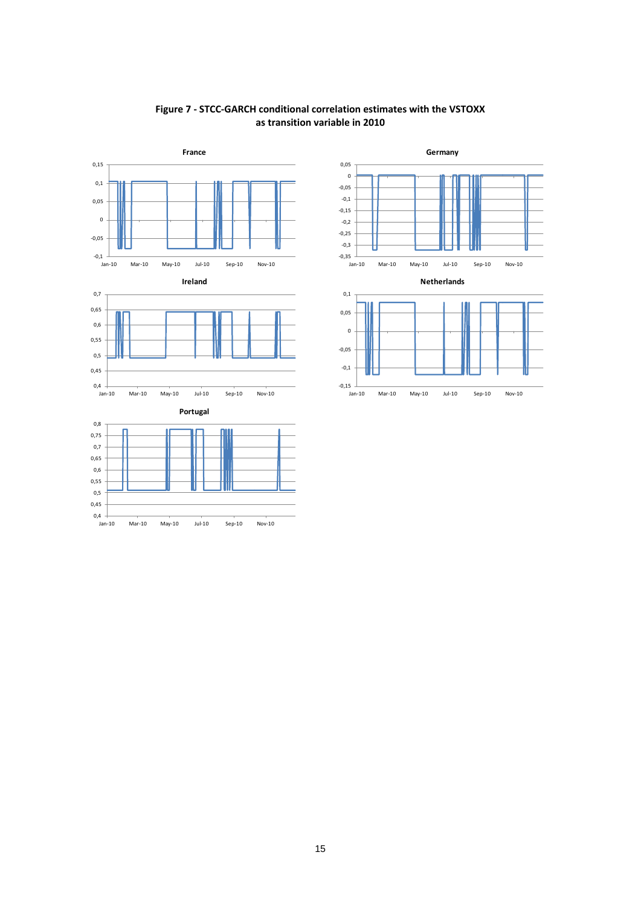**Figure 7 - STCC-GARCH conditional correlation estimates with the VSTOXX as transition variable in 2010**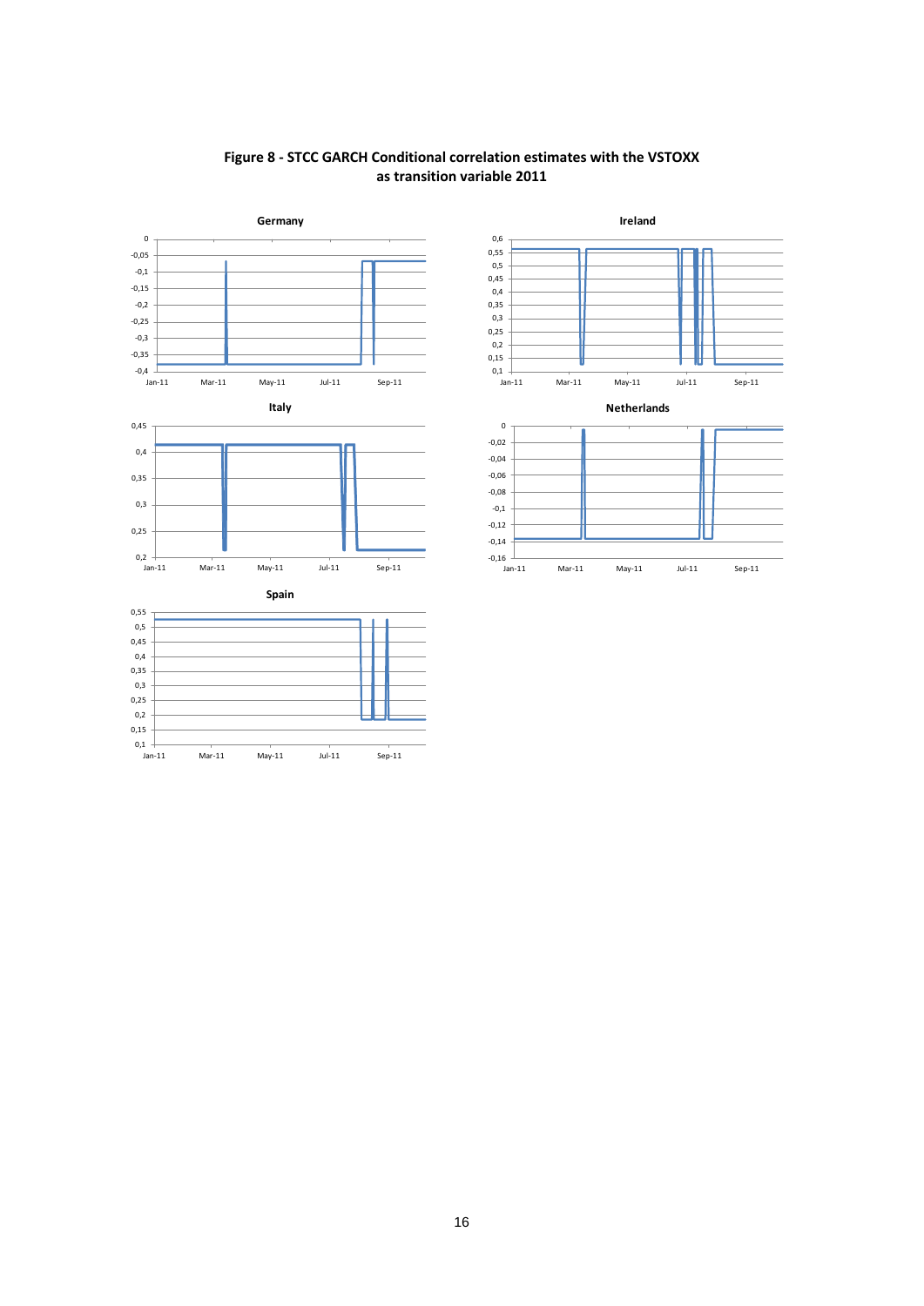**Figure 8 - STCC GARCH Conditional correlation estimates with the VSTOXX as transition variable 2011**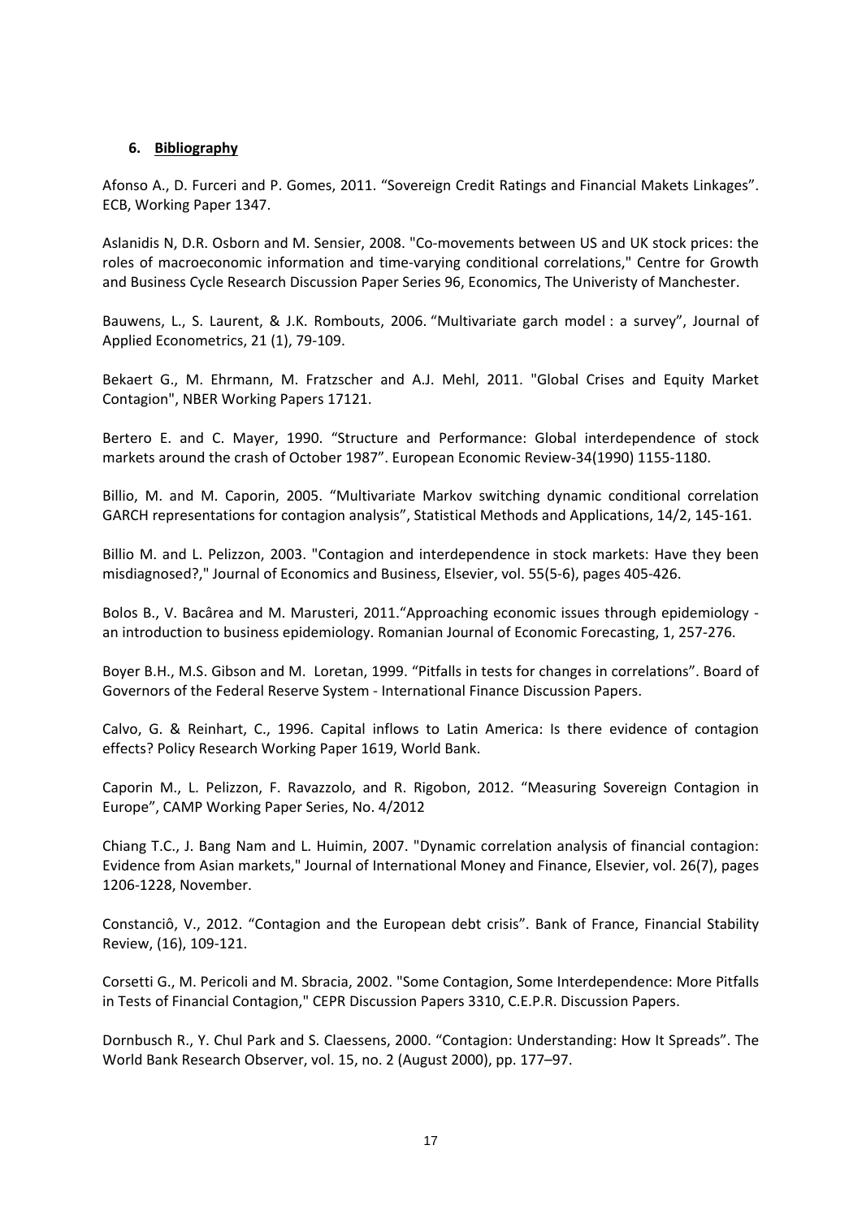## 6. Bibliography

Afonso A., D. Furceri and P. Gomes, 2011. “Sovereign Credit Ratings and Financial Makets Linkages”. ECB, Working Paper 1347.

Aslanidis N, D.R. Osborn and M. Sensier, 2008. "Co-movements between US and UK stock prices: the roles of macroeconomic information and time-varying conditional correlations," Centre for Growth and Business Cycle Research Discussion Paper Series 96, Economics, The Univeristy of Manchester.

Bauwens, L., S. Laurent, & J.K. Rombouts, 2006. “Multivariate garch model : a survey”, Journal of Applied Econometrics, 21 (1), 79-109.

Bekaert G., M. Ehrmann, M. Fratzscher and A.J. Mehl, 2011. "Global Crises and Equity Market Contagion", NBER Working Papers 17121.

Bertero E. and C. Mayer, 1990. “Structure and Performance: Global interdependence of stock markets around the crash of October 1987”. European Economic Review-34(1990) 1155-1180.

Billio, M. and M. Caporin, 2005. “Multivariate Markov switching dynamic conditional correlation GARCH representations for contagion analysis”, Statistical Methods and Applications, 14/2, 145-161.

Billio M. and L. Pelizzon, 2003. "Contagion and interdependence in stock markets: Have they been misdiagnosed?," Journal of Economics and Business, Elsevier, vol. 55(5-6), pages 405-426.

Bolos B., V. Bacârea and M. Marusteri, 2011.“Approaching economic issues through epidemiology - an introduction to business epidemiology. Romanian Journal of Economic Forecasting, 1, 257-276.

Boyer B.H., M.S. Gibson and M. Loretan, 1999. “Pitfalls in tests for changes in correlations”. Board of Governors of the Federal Reserve System - International Finance Discussion Papers.

Calvo, G. & Reinhart, C., 1996. Capital inflows to Latin America: Is there evidence of contagion effects? Policy Research Working Paper 1619, World Bank.

Caporin M., L. Pelizzon, F. Ravazzolo, and R. Rigobon, 2012. “Measuring Sovereign Contagion in Europe”, CAMP Working Paper Series, No. 4/2012

Chiang T.C., J. Bang Nam and L. Huimin, 2007. "Dynamic correlation analysis of financial contagion: Evidence from Asian markets," Journal of International Money and Finance, Elsevier, vol. 26(7), pages 1206-1228, November.

Constanciô, V., 2012. “Contagion and the European debt crisis”. Bank of France, Financial Stability Review, (16), 109-121.

Corsetti G., M. Pericoli and M. Sbracia, 2002. "Some Contagion, Some Interdependence: More Pitfalls in Tests of Financial Contagion," CEPR Discussion Papers 3310, C.E.P.R. Discussion Papers.

Dornbusch R., Y. Chul Park and S. Claessens, 2000. “Contagion: Understanding: How It Spreads”. The World Bank Research Observer, vol. 15, no. 2 (August 2000), pp. 177–97.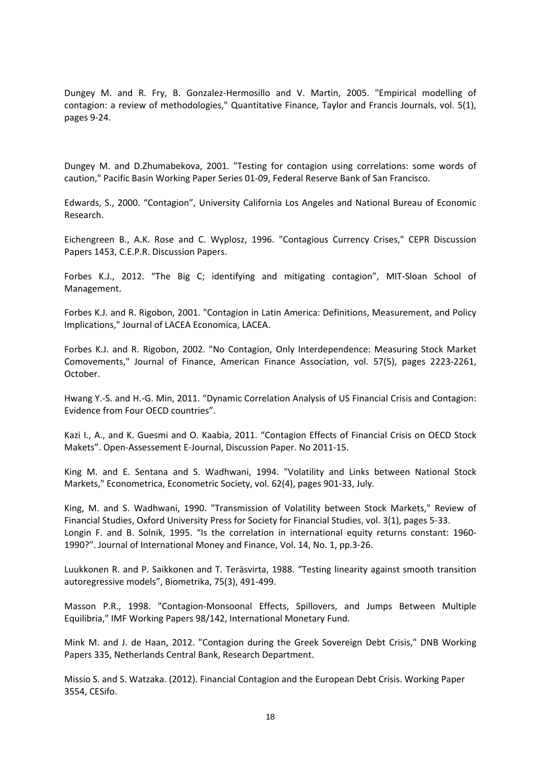Dungey M. and R. Fry, B. Gonzalez-Hermosillo and V. Martin, 2005. "Empirical modelling of contagion: a review of methodologies," Quantitative Finance, Taylor and Francis Journals, vol. 5(1), pages 9-24.

Dungey M. and D.Zhumabekova, 2001. "Testing for contagion using correlations: some words of caution," Pacific Basin Working Paper Series 01-09, Federal Reserve Bank of San Francisco.

Edwards, S., 2000. "Contagion", University California Los Angeles and National Bureau of Economic Research.

Eichengreen B., A.K. Rose and C. Wyplosz, 1996. "Contagious Currency Crises," CEPR Discussion Papers 1453, C.E.P.R. Discussion Papers.

Forbes K.J., 2012. "The Big C; identifying and mitigating contagion", MIT-Sloan School of Management.

Forbes K.J. and R. Rigobon, 2001. "Contagion in Latin America: Definitions, Measurement, and Policy Implications," Journal of LACEA Economica, LACEA.

Forbes K.J. and R. Rigobon, 2002. "No Contagion, Only Interdependence: Measuring Stock Market Comovements," Journal of Finance, American Finance Association, vol. 57(5), pages 2223-2261, October.

Hwang Y.-S. and H.-G. Min, 2011. "Dynamic Correlation Analysis of US Financial Crisis and Contagion: Evidence from Four OECD countries".

Kazi I., A., and K. Guesmi and O. Kaabia, 2011. "Contagion Effects of Financial Crisis on OECD Stock Makets". Open-Assessement E-Journal, Discussion Paper. No 2011-15.

King M. and E. Sentana and S. Wadhwani, 1994. "Volatility and Links between National Stock Markets," Econometrica, Econometric Society, vol. 62(4), pages 901-33, July.

King, M. and S. Wadhwani, 1990. "Transmission of Volatility between Stock Markets," Review of Financial Studies, Oxford University Press for Society for Financial Studies, vol. 3(1), pages 5-33.

Longin F. and B. Solnik, 1995. "Is the correlation in international equity returns constant: 1960-1990?". Journal of International Money and Finance, Vol. 14, No. 1, pp.3-26.

Luukkonen R. and P. Saikkonen and T. Teräsvirta, 1988. "Testing linearity against smooth transition autoregressive models", Biometrika, 75(3), 491-499.

Masson P.R., 1998. "Contagion-Monsoonal Effects, Spillovers, and Jumps Between Multiple Equilibria," IMF Working Papers 98/142, International Monetary Fund.

Mink M. and J. de Haan, 2012. "Contagion during the Greek Sovereign Debt Crisis," DNB Working Papers 335, Netherlands Central Bank, Research Department.

Missio S. and S. Watzaka. (2012). Financial Contagion and the European Debt Crisis. Working Paper 3554, CESifo.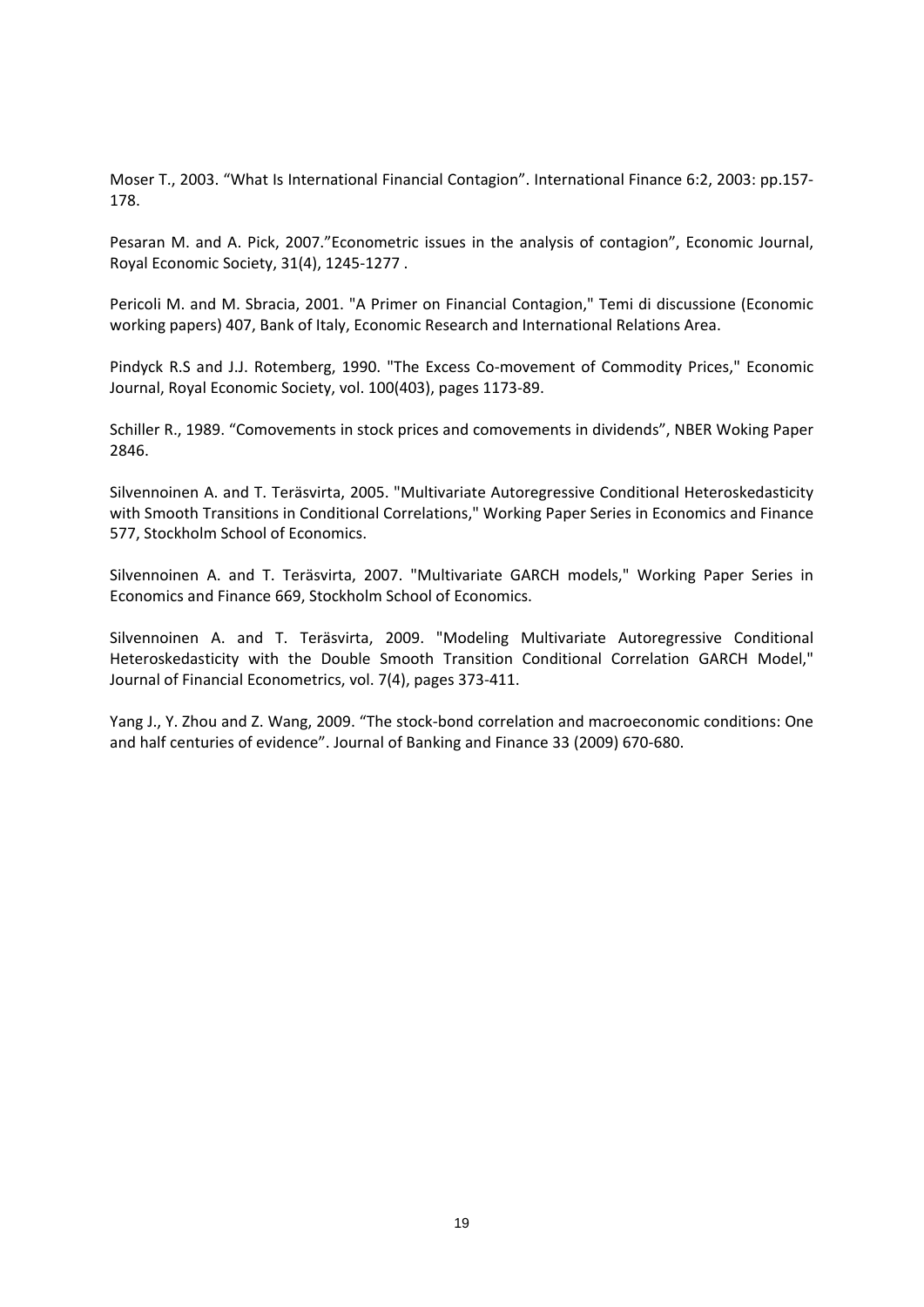Moser T., 2003. “What Is International Financial Contagion”. International Finance 6:2, 2003: pp.157-178.

Pesaran M. and A. Pick, 2007.”Econometric issues in the analysis of contagion”, Economic Journal, Royal Economic Society, 31(4), 1245-1277 .

Pericoli M. and M. Sbracia, 2001. "A Primer on Financial Contagion," Temi di discussione (Economic working papers) 407, Bank of Italy, Economic Research and International Relations Area.

Pindyck R.S and J.J. Rotemberg, 1990. "The Excess Co-movement of Commodity Prices," Economic Journal, Royal Economic Society, vol. 100(403), pages 1173-89.

Schiller R., 1989. “Comovements in stock prices and comovements in dividends”, NBER Woking Paper 2846.

Silvennoinen A. and T. Teräsvirta, 2005. "Multivariate Autoregressive Conditional Heteroskedasticity with Smooth Transitions in Conditional Correlations," Working Paper Series in Economics and Finance 577, Stockholm School of Economics.

Silvennoinen A. and T. Teräsvirta, 2007. "Multivariate GARCH models," Working Paper Series in Economics and Finance 669, Stockholm School of Economics.

Silvennoinen A. and T. Teräsvirta, 2009. "Modeling Multivariate Autoregressive Conditional Heteroskedasticity with the Double Smooth Transition Conditional Correlation GARCH Model," Journal of Financial Econometrics, vol. 7(4), pages 373-411.

Yang J., Y. Zhou and Z. Wang, 2009. “The stock-bond correlation and macroeconomic conditions: One and half centuries of evidence”. Journal of Banking and Finance 33 (2009) 670-680.